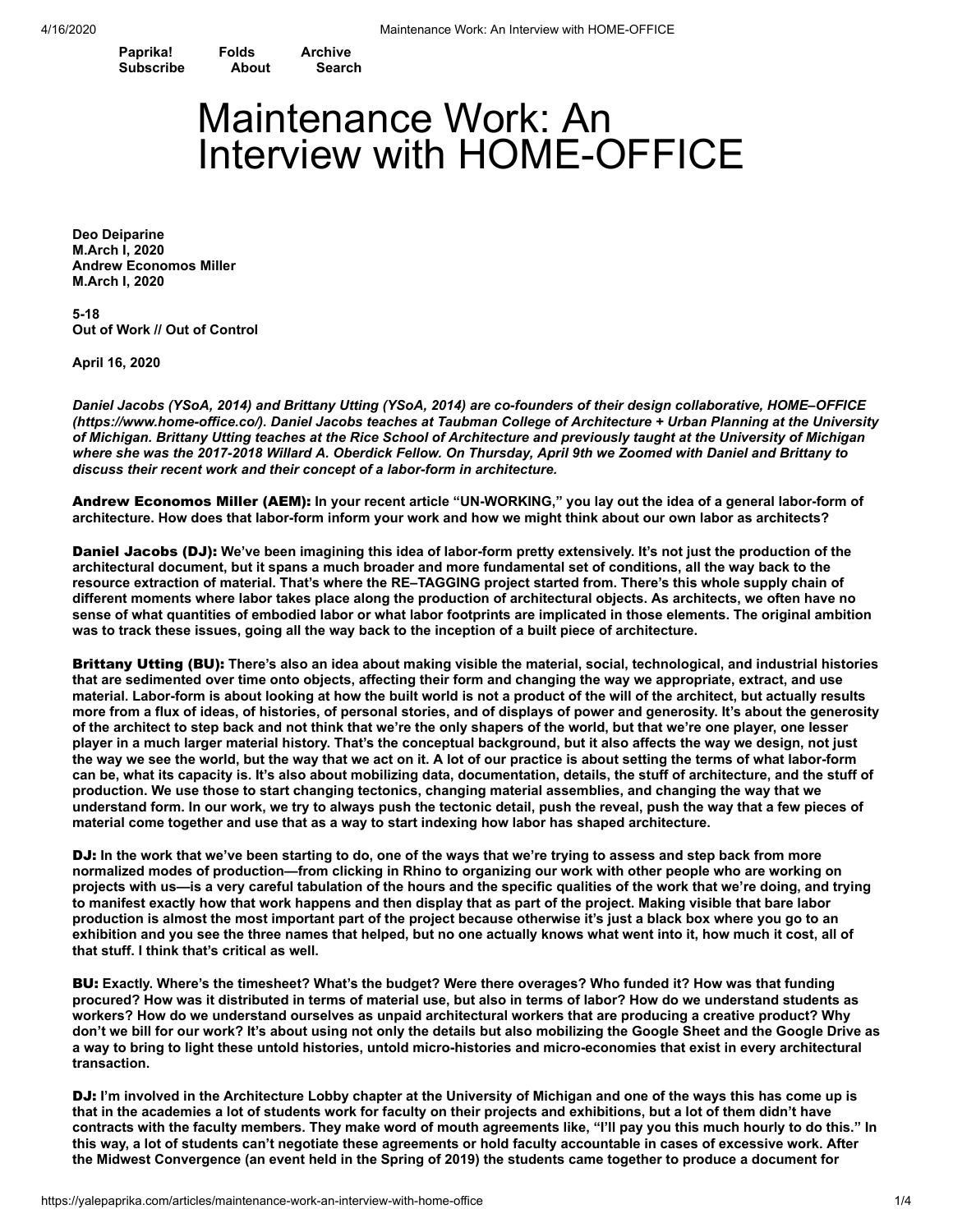Paprika! Folds Archive
Subscribe About Search

# Maintenance Work: An Interview with HOME-OFFICE

**Deo Deiparine**
**M.Arch I, 2020**
**Andrew Economos Miller**
**M.Arch I, 2020**

**5-18**
**Out of Work // Out of Control**

**April 16, 2020**

***Daniel Jacobs (YSoA, 2014) and Brittany Utting (YSoA, 2014) are co-founders of their design collaborative, HOME–OFFICE (https://www.home-office.co/). Daniel Jacobs teaches at Taubman College of Architecture + Urban Planning at the University of Michigan. Brittany Utting teaches at the Rice School of Architecture and previously taught at the University of Michigan where she was the 2017-2018 Willard A. Oberdick Fellow. On Thursday, April 9th we Zoomed with Daniel and Brittany to discuss their recent work and their concept of a labor-form in architecture.***

**Andrew Economos Miller (AEM): In your recent article "UN-WORKING," you lay out the idea of a general labor-form of architecture. How does that labor-form inform your work and how we might think about our own labor as architects?**

**Daniel Jacobs (DJ): We've been imagining this idea of labor-form pretty extensively. It's not just the production of the architectural document, but it spans a much broader and more fundamental set of conditions, all the way back to the resource extraction of material. That's where the RE–TAGGING project started from. There's this whole supply chain of different moments where labor takes place along the production of architectural objects. As architects, we often have no sense of what quantities of embodied labor or what labor footprints are implicated in those elements. The original ambition was to track these issues, going all the way back to the inception of a built piece of architecture.**

**Brittany Utting (BU): There's also an idea about making visible the material, social, technological, and industrial histories that are sedimented over time onto objects, affecting their form and changing the way we appropriate, extract, and use material. Labor-form is about looking at how the built world is not a product of the will of the architect, but actually results more from a flux of ideas, of histories, of personal stories, and of displays of power and generosity. It's about the generosity of the architect to step back and not think that we're the only shapers of the world, but that we're one player, one lesser player in a much larger material history. That's the conceptual background, but it also affects the way we design, not just the way we see the world, but the way that we act on it. A lot of our practice is about setting the terms of what labor-form can be, what its capacity is. It's also about mobilizing data, documentation, details, the stuff of architecture, and the stuff of production. We use those to start changing tectonics, changing material assemblies, and changing the way that we understand form. In our work, we try to always push the tectonic detail, push the reveal, push the way that a few pieces of material come together and use that as a way to start indexing how labor has shaped architecture.**

**DJ: In the work that we've been starting to do, one of the ways that we're trying to assess and step back from more normalized modes of production—from clicking in Rhino to organizing our work with other people who are working on projects with us—is a very careful tabulation of the hours and the specific qualities of the work that we're doing, and trying to manifest exactly how that work happens and then display that as part of the project. Making visible that bare labor production is almost the most important part of the project because otherwise it's just a black box where you go to an exhibition and you see the three names that helped, but no one actually knows what went into it, how much it cost, all of that stuff. I think that's critical as well.**

**BU: Exactly. Where's the timesheet? What's the budget? Were there overages? Who funded it? How was that funding procured? How was it distributed in terms of material use, but also in terms of labor? How do we understand students as workers? How do we understand ourselves as unpaid architectural workers that are producing a creative product? Why don't we bill for our work? It's about using not only the details but also mobilizing the Google Sheet and the Google Drive as a way to bring to light these untold histories, untold micro-histories and micro-economies that exist in every architectural transaction.**

**DJ: I'm involved in the Architecture Lobby chapter at the University of Michigan and one of the ways this has come up is that in the academies a lot of students work for faculty on their projects and exhibitions, but a lot of them didn't have contracts with the faculty members. They make word of mouth agreements like, "I'll pay you this much hourly to do this." In this way, a lot of students can't negotiate these agreements or hold faculty accountable in cases of excessive work. After the Midwest Convergence (an event held in the Spring of 2019) the students came together to produce a document for**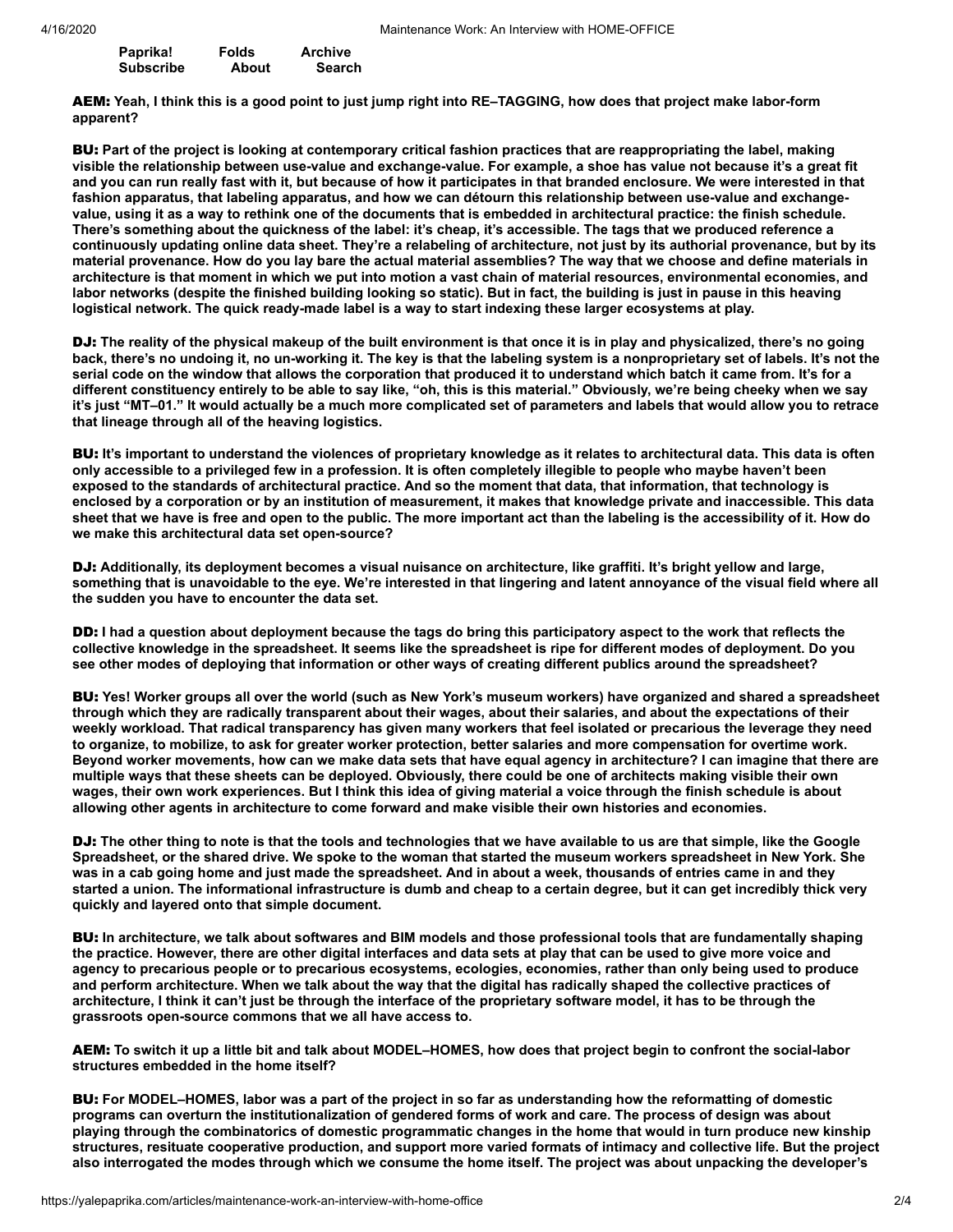**AEM: Yeah, I think this is a good point to just jump right into RE–TAGGING, how does that project make labor-form apparent?**

**BU: Part of the project is looking at contemporary critical fashion practices that are reappropriating the label, making visible the relationship between use-value and exchange-value. For example, a shoe has value not because it's a great fit and you can run really fast with it, but because of how it participates in that branded enclosure. We were interested in that fashion apparatus, that labeling apparatus, and how we can détourn this relationship between use-value and exchange-value, using it as a way to rethink one of the documents that is embedded in architectural practice: the finish schedule. There's something about the quickness of the label: it's cheap, it's accessible. The tags that we produced reference a continuously updating online data sheet. They're a relabeling of architecture, not just by its authorial provenance, but by its material provenance. How do you lay bare the actual material assemblies? The way that we choose and define materials in architecture is that moment in which we put into motion a vast chain of material resources, environmental economies, and labor networks (despite the finished building looking so static). But in fact, the building is just in pause in this heaving logistical network. The quick ready-made label is a way to start indexing these larger ecosystems at play.**

**DJ: The reality of the physical makeup of the built environment is that once it is in play and physicalized, there's no going back, there's no undoing it, no un-working it. The key is that the labeling system is a nonproprietary set of labels. It's not the serial code on the window that allows the corporation that produced it to understand which batch it came from. It's for a different constituency entirely to be able to say like, "oh, this is this material." Obviously, we're being cheeky when we say it's just "MT–01." It would actually be a much more complicated set of parameters and labels that would allow you to retrace that lineage through all of the heaving logistics.**

**BU: It's important to understand the violences of proprietary knowledge as it relates to architectural data. This data is often only accessible to a privileged few in a profession. It is often completely illegible to people who maybe haven't been exposed to the standards of architectural practice. And so the moment that data, that information, that technology is enclosed by a corporation or by an institution of measurement, it makes that knowledge private and inaccessible. This data sheet that we have is free and open to the public. The more important act than the labeling is the accessibility of it. How do we make this architectural data set open-source?**

**DJ: Additionally, its deployment becomes a visual nuisance on architecture, like graffiti. It's bright yellow and large, something that is unavoidable to the eye. We're interested in that lingering and latent annoyance of the visual field where all the sudden you have to encounter the data set.**

**DD: I had a question about deployment because the tags do bring this participatory aspect to the work that reflects the collective knowledge in the spreadsheet. It seems like the spreadsheet is ripe for different modes of deployment. Do you see other modes of deploying that information or other ways of creating different publics around the spreadsheet?**

**BU: Yes! Worker groups all over the world (such as New York's museum workers) have organized and shared a spreadsheet through which they are radically transparent about their wages, about their salaries, and about the expectations of their weekly workload. That radical transparency has given many workers that feel isolated or precarious the leverage they need to organize, to mobilize, to ask for greater worker protection, better salaries and more compensation for overtime work. Beyond worker movements, how can we make data sets that have equal agency in architecture? I can imagine that there are multiple ways that these sheets can be deployed. Obviously, there could be one of architects making visible their own wages, their own work experiences. But I think this idea of giving material a voice through the finish schedule is about allowing other agents in architecture to come forward and make visible their own histories and economies.**

**DJ: The other thing to note is that the tools and technologies that we have available to us are that simple, like the Google Spreadsheet, or the shared drive. We spoke to the woman that started the museum workers spreadsheet in New York. She was in a cab going home and just made the spreadsheet. And in about a week, thousands of entries came in and they started a union. The informational infrastructure is dumb and cheap to a certain degree, but it can get incredibly thick very quickly and layered onto that simple document.**

**BU: In architecture, we talk about softwares and BIM models and those professional tools that are fundamentally shaping the practice. However, there are other digital interfaces and data sets at play that can be used to give more voice and agency to precarious people or to precarious ecosystems, ecologies, economies, rather than only being used to produce and perform architecture. When we talk about the way that the digital has radically shaped the collective practices of architecture, I think it can't just be through the interface of the proprietary software model, it has to be through the grassroots open-source commons that we all have access to.**

**AEM: To switch it up a little bit and talk about MODEL–HOMES, how does that project begin to confront the social-labor structures embedded in the home itself?**

**BU: For MODEL–HOMES, labor was a part of the project in so far as understanding how the reformatting of domestic programs can overturn the institutionalization of gendered forms of work and care. The process of design was about playing through the combinatorics of domestic programmatic changes in the home that would in turn produce new kinship structures, resituate cooperative production, and support more varied formats of intimacy and collective life. But the project also interrogated the modes through which we consume the home itself. The project was about unpacking the developer's**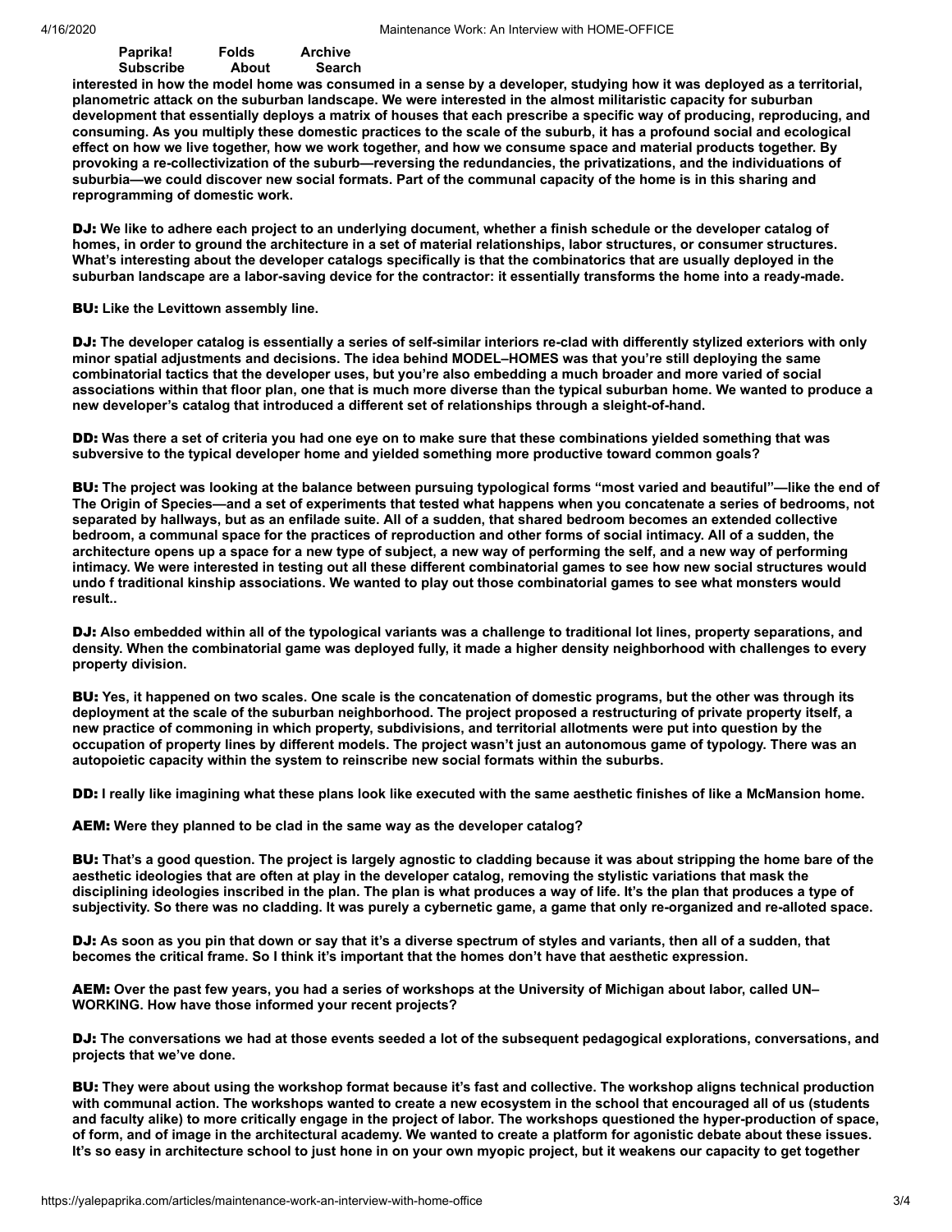interested in how the model home was consumed in a sense by a developer, studying how it was deployed as a territorial, planometric attack on the suburban landscape. We were interested in the almost militaristic capacity for suburban development that essentially deploys a matrix of houses that each prescribe a specific way of producing, reproducing, and consuming. As you multiply these domestic practices to the scale of the suburb, it has a profound social and ecological effect on how we live together, how we work together, and how we consume space and material products together. By provoking a re-collectivization of the suburb—reversing the redundancies, the privatizations, and the individuations of suburbia—we could discover new social formats. Part of the communal capacity of the home is in this sharing and reprogramming of domestic work.

**DJ:** We like to adhere each project to an underlying document, whether a finish schedule or the developer catalog of homes, in order to ground the architecture in a set of material relationships, labor structures, or consumer structures. What's interesting about the developer catalogs specifically is that the combinatorics that are usually deployed in the suburban landscape are a labor-saving device for the contractor: it essentially transforms the home into a ready-made.

**BU:** Like the Levittown assembly line.

**DJ:** The developer catalog is essentially a series of self-similar interiors re-clad with differently stylized exteriors with only minor spatial adjustments and decisions. The idea behind MODEL–HOMES was that you're still deploying the same combinatorial tactics that the developer uses, but you're also embedding a much broader and more varied of social associations within that floor plan, one that is much more diverse than the typical suburban home. We wanted to produce a new developer's catalog that introduced a different set of relationships through a sleight-of-hand.

**DD:** Was there a set of criteria you had one eye on to make sure that these combinations yielded something that was subversive to the typical developer home and yielded something more productive toward common goals?

**BU:** The project was looking at the balance between pursuing typological forms "most varied and beautiful"—like the end of The Origin of Species—and a set of experiments that tested what happens when you concatenate a series of bedrooms, not separated by hallways, but as an enfilade suite. All of a sudden, that shared bedroom becomes an extended collective bedroom, a communal space for the practices of reproduction and other forms of social intimacy. All of a sudden, the architecture opens up a space for a new type of subject, a new way of performing the self, and a new way of performing intimacy. We were interested in testing out all these different combinatorial games to see how new social structures would undo f traditional kinship associations. We wanted to play out those combinatorial games to see what monsters would result..

**DJ:** Also embedded within all of the typological variants was a challenge to traditional lot lines, property separations, and density. When the combinatorial game was deployed fully, it made a higher density neighborhood with challenges to every property division.

**BU:** Yes, it happened on two scales. One scale is the concatenation of domestic programs, but the other was through its deployment at the scale of the suburban neighborhood. The project proposed a restructuring of private property itself, a new practice of commoning in which property, subdivisions, and territorial allotments were put into question by the occupation of property lines by different models. The project wasn't just an autonomous game of typology. There was an autopoietic capacity within the system to reinscribe new social formats within the suburbs.

**DD:** I really like imagining what these plans look like executed with the same aesthetic finishes of like a McMansion home.

**AEM:** Were they planned to be clad in the same way as the developer catalog?

**BU:** That's a good question. The project is largely agnostic to cladding because it was about stripping the home bare of the aesthetic ideologies that are often at play in the developer catalog, removing the stylistic variations that mask the disciplining ideologies inscribed in the plan. The plan is what produces a way of life. It's the plan that produces a type of subjectivity. So there was no cladding. It was purely a cybernetic game, a game that only re-organized and re-alloted space.

**DJ:** As soon as you pin that down or say that it's a diverse spectrum of styles and variants, then all of a sudden, that becomes the critical frame. So I think it's important that the homes don't have that aesthetic expression.

**AEM:** Over the past few years, you had a series of workshops at the University of Michigan about labor, called UN–WORKING. How have those informed your recent projects?

**DJ:** The conversations we had at those events seeded a lot of the subsequent pedagogical explorations, conversations, and projects that we've done.

**BU:** They were about using the workshop format because it's fast and collective. The workshop aligns technical production with communal action. The workshops wanted to create a new ecosystem in the school that encouraged all of us (students and faculty alike) to more critically engage in the project of labor. The workshops questioned the hyper-production of space, of form, and of image in the architectural academy. We wanted to create a platform for agonistic debate about these issues. It's so easy in architecture school to just hone in on your own myopic project, but it weakens our capacity to get together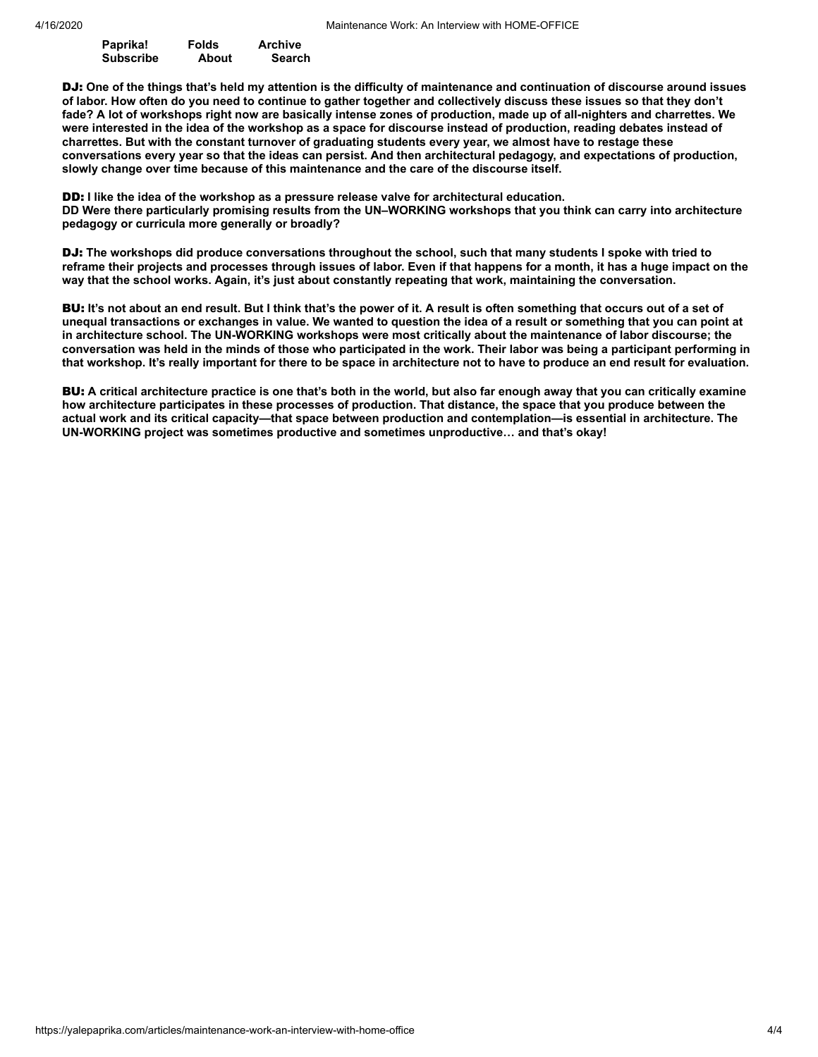**DJ:** One of the things that's held my attention is the difficulty of maintenance and continuation of discourse around issues of labor. How often do you need to continue to gather together and collectively discuss these issues so that they don't fade? A lot of workshops right now are basically intense zones of production, made up of all-nighters and charrettes. We were interested in the idea of the workshop as a space for discourse instead of production, reading debates instead of charrettes. But with the constant turnover of graduating students every year, we almost have to restage these conversations every year so that the ideas can persist. And then architectural pedagogy, and expectations of production, slowly change over time because of this maintenance and the care of the discourse itself.

**DD:** I like the idea of the workshop as a pressure release valve for architectural education.
DD Were there particularly promising results from the UN–WORKING workshops that you think can carry into architecture pedagogy or curricula more generally or broadly?

**DJ:** The workshops did produce conversations throughout the school, such that many students I spoke with tried to reframe their projects and processes through issues of labor. Even if that happens for a month, it has a huge impact on the way that the school works. Again, it's just about constantly repeating that work, maintaining the conversation.

**BU:** It's not about an end result. But I think that's the power of it. A result is often something that occurs out of a set of unequal transactions or exchanges in value. We wanted to question the idea of a result or something that you can point at in architecture school. The UN-WORKING workshops were most critically about the maintenance of labor discourse; the conversation was held in the minds of those who participated in the work. Their labor was being a participant performing in that workshop. It's really important for there to be space in architecture not to have to produce an end result for evaluation.

**BU:** A critical architecture practice is one that's both in the world, but also far enough away that you can critically examine how architecture participates in these processes of production. That distance, the space that you produce between the actual work and its critical capacity—that space between production and contemplation—is essential in architecture. The UN-WORKING project was sometimes productive and sometimes unproductive… and that's okay!